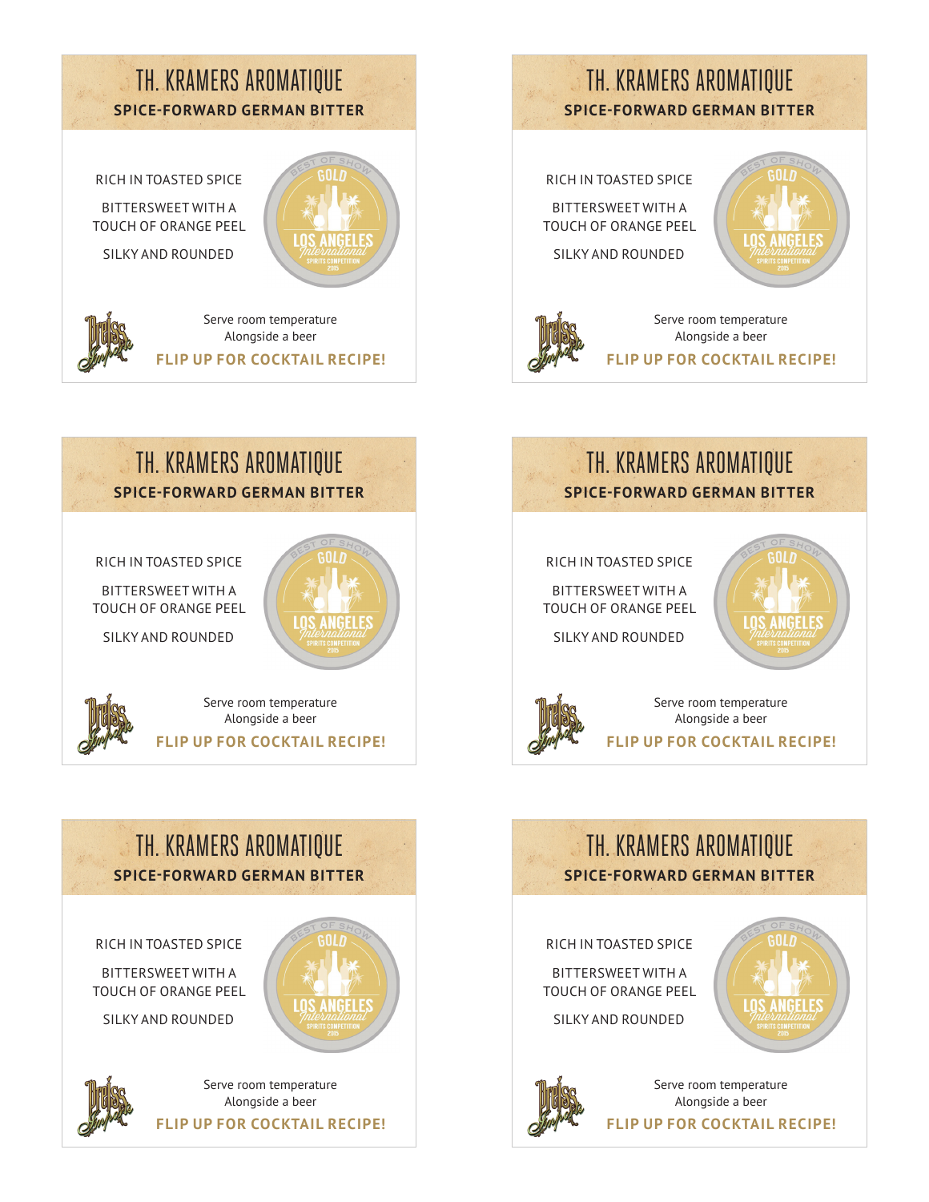# TH. KRAMERS AROMATIQUE

## SPICE-FORWARD GERMAN BITTER

RICH IN TOASTED SPICE

BITTERSWEET WITH A TOUCH OF ORANGE PEEL

SILKY AND ROUNDED

BEST OF SHOW GOLD LOS ANGELES International SPIRITS COMPETITION 2015

Serve room temperature
Alongside a beer

**FLIP UP FOR COCKTAIL RECIPE!**

# TH. KRAMERS AROMATIQUE

## SPICE-FORWARD GERMAN BITTER

RICH IN TOASTED SPICE

BITTERSWEET WITH A TOUCH OF ORANGE PEEL

SILKY AND ROUNDED

BEST OF SHOW GOLD LOS ANGELES International SPIRITS COMPETITION 2015

Serve room temperature
Alongside a beer

**FLIP UP FOR COCKTAIL RECIPE!**

# TH. KRAMERS AROMATIQUE

## SPICE-FORWARD GERMAN BITTER

RICH IN TOASTED SPICE

BITTERSWEET WITH A TOUCH OF ORANGE PEEL

SILKY AND ROUNDED

BEST OF SHOW GOLD LOS ANGELES International SPIRITS COMPETITION 2015

Serve room temperature
Alongside a beer

**FLIP UP FOR COCKTAIL RECIPE!**

# TH. KRAMERS AROMATIQUE

## SPICE-FORWARD GERMAN BITTER

RICH IN TOASTED SPICE

BITTERSWEET WITH A TOUCH OF ORANGE PEEL

SILKY AND ROUNDED

BEST OF SHOW GOLD LOS ANGELES International SPIRITS COMPETITION 2015

Serve room temperature
Alongside a beer

**FLIP UP FOR COCKTAIL RECIPE!**

# TH. KRAMERS AROMATIQUE

## SPICE-FORWARD GERMAN BITTER

RICH IN TOASTED SPICE

BITTERSWEET WITH A TOUCH OF ORANGE PEEL

SILKY AND ROUNDED

BEST OF SHOW GOLD LOS ANGELES International SPIRITS COMPETITION 2015

Serve room temperature
Alongside a beer

**FLIP UP FOR COCKTAIL RECIPE!**

# TH. KRAMERS AROMATIQUE

## SPICE-FORWARD GERMAN BITTER

RICH IN TOASTED SPICE

BITTERSWEET WITH A TOUCH OF ORANGE PEEL

SILKY AND ROUNDED

BEST OF SHOW GOLD LOS ANGELES International SPIRITS COMPETITION 2015

Serve room temperature
Alongside a beer

**FLIP UP FOR COCKTAIL RECIPE!**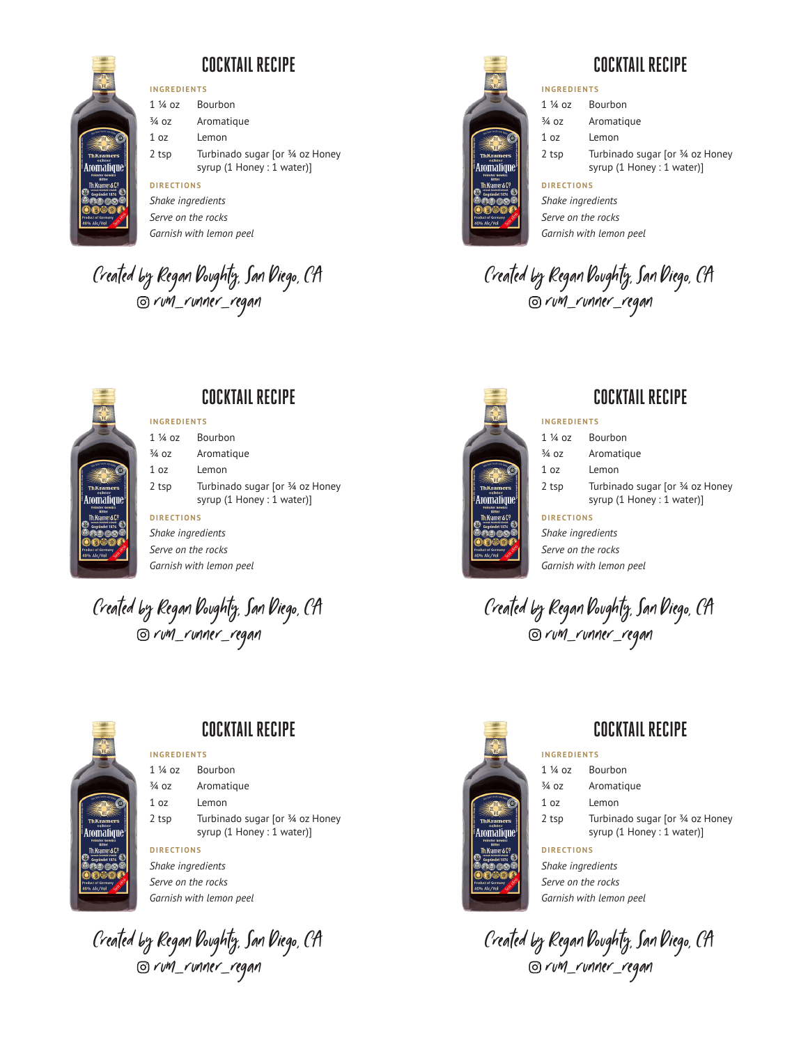## COCKTAIL RECIPE

**INGREDIENTS**

| | |
|---|---|
| 1 ¼ oz | Bourbon |
| ¾ oz | Aromatique |
| 1 oz | Lemon |
| 2 tsp | Turbinado sugar [or ¾ oz Honey syrup (1 Honey : 1 water)] |

**DIRECTIONS**

*Shake ingredients*

*Serve on the rocks*

*Garnish with lemon peel*

Created by Regan Doughty, San Diego, CA

rum_runner_regan

## COCKTAIL RECIPE

**INGREDIENTS**

| | |
|---|---|
| 1 ¼ oz | Bourbon |
| ¾ oz | Aromatique |
| 1 oz | Lemon |
| 2 tsp | Turbinado sugar [or ¾ oz Honey syrup (1 Honey : 1 water)] |

**DIRECTIONS**

*Shake ingredients*

*Serve on the rocks*

*Garnish with lemon peel*

Created by Regan Doughty, San Diego, CA

rum_runner_regan

## COCKTAIL RECIPE

**INGREDIENTS**

| | |
|---|---|
| 1 ¼ oz | Bourbon |
| ¾ oz | Aromatique |
| 1 oz | Lemon |
| 2 tsp | Turbinado sugar [or ¾ oz Honey syrup (1 Honey : 1 water)] |

**DIRECTIONS**

*Shake ingredients*

*Serve on the rocks*

*Garnish with lemon peel*

Created by Regan Doughty, San Diego, CA

rum_runner_regan

## COCKTAIL RECIPE

**INGREDIENTS**

| | |
|---|---|
| 1 ¼ oz | Bourbon |
| ¾ oz | Aromatique |
| 1 oz | Lemon |
| 2 tsp | Turbinado sugar [or ¾ oz Honey syrup (1 Honey : 1 water)] |

**DIRECTIONS**

*Shake ingredients*

*Serve on the rocks*

*Garnish with lemon peel*

Created by Regan Doughty, San Diego, CA

rum_runner_regan

## COCKTAIL RECIPE

**INGREDIENTS**

| | |
|---|---|
| 1 ¼ oz | Bourbon |
| ¾ oz | Aromatique |
| 1 oz | Lemon |
| 2 tsp | Turbinado sugar [or ¾ oz Honey syrup (1 Honey : 1 water)] |

**DIRECTIONS**

*Shake ingredients*

*Serve on the rocks*

*Garnish with lemon peel*

Created by Regan Doughty, San Diego, CA

rum_runner_regan

## COCKTAIL RECIPE

**INGREDIENTS**

| | |
|---|---|
| 1 ¼ oz | Bourbon |
| ¾ oz | Aromatique |
| 1 oz | Lemon |
| 2 tsp | Turbinado sugar [or ¾ oz Honey syrup (1 Honey : 1 water)] |

**DIRECTIONS**

*Shake ingredients*

*Serve on the rocks*

*Garnish with lemon peel*

Created by Regan Doughty, San Diego, CA

rum_runner_regan